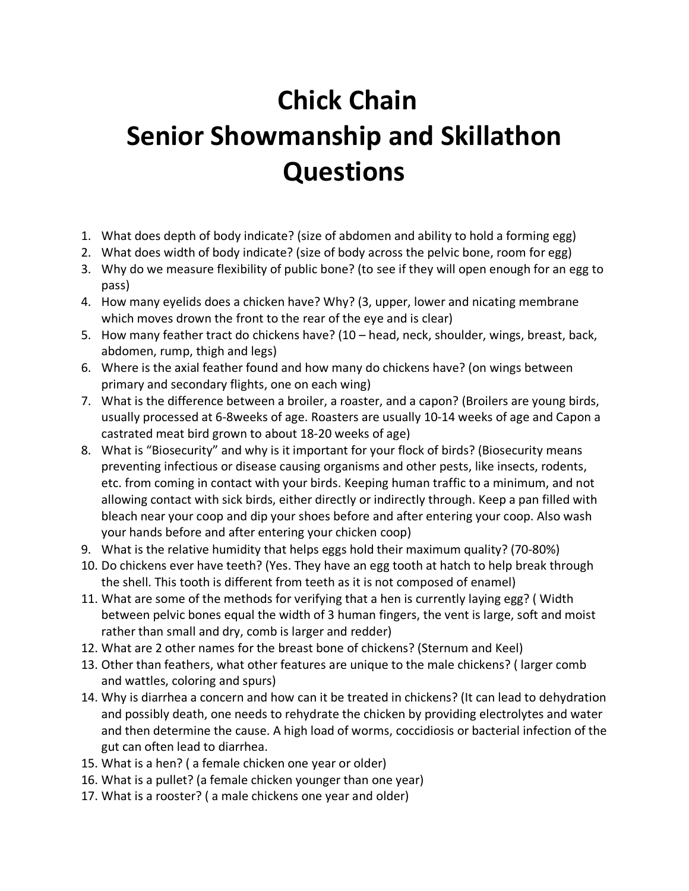# Chick Chain
# Senior Showmanship and Skillathon Questions

1. What does depth of body indicate? (size of abdomen and ability to hold a forming egg)
2. What does width of body indicate? (size of body across the pelvic bone, room for egg)
3. Why do we measure flexibility of public bone? (to see if they will open enough for an egg to pass)
4. How many eyelids does a chicken have? Why? (3, upper, lower and nicating membrane which moves drown the front to the rear of the eye and is clear)
5. How many feather tract do chickens have? (10 – head, neck, shoulder, wings, breast, back, abdomen, rump, thigh and legs)
6. Where is the axial feather found and how many do chickens have? (on wings between primary and secondary flights, one on each wing)
7. What is the difference between a broiler, a roaster, and a capon? (Broilers are young birds, usually processed at 6-8weeks of age. Roasters are usually 10-14 weeks of age and Capon a castrated meat bird grown to about 18-20 weeks of age)
8. What is "Biosecurity" and why is it important for your flock of birds? (Biosecurity means preventing infectious or disease causing organisms and other pests, like insects, rodents, etc. from coming in contact with your birds. Keeping human traffic to a minimum, and not allowing contact with sick birds, either directly or indirectly through. Keep a pan filled with bleach near your coop and dip your shoes before and after entering your coop. Also wash your hands before and after entering your chicken coop)
9. What is the relative humidity that helps eggs hold their maximum quality? (70-80%)
10. Do chickens ever have teeth? (Yes. They have an egg tooth at hatch to help break through the shell. This tooth is different from teeth as it is not composed of enamel)
11. What are some of the methods for verifying that a hen is currently laying egg? ( Width between pelvic bones equal the width of 3 human fingers, the vent is large, soft and moist rather than small and dry, comb is larger and redder)
12. What are 2 other names for the breast bone of chickens? (Sternum and Keel)
13. Other than feathers, what other features are unique to the male chickens? ( larger comb and wattles, coloring and spurs)
14. Why is diarrhea a concern and how can it be treated in chickens? (It can lead to dehydration and possibly death, one needs to rehydrate the chicken by providing electrolytes and water and then determine the cause. A high load of worms, coccidiosis or bacterial infection of the gut can often lead to diarrhea.
15. What is a hen? ( a female chicken one year or older)
16. What is a pullet? (a female chicken younger than one year)
17. What is a rooster? ( a male chickens one year and older)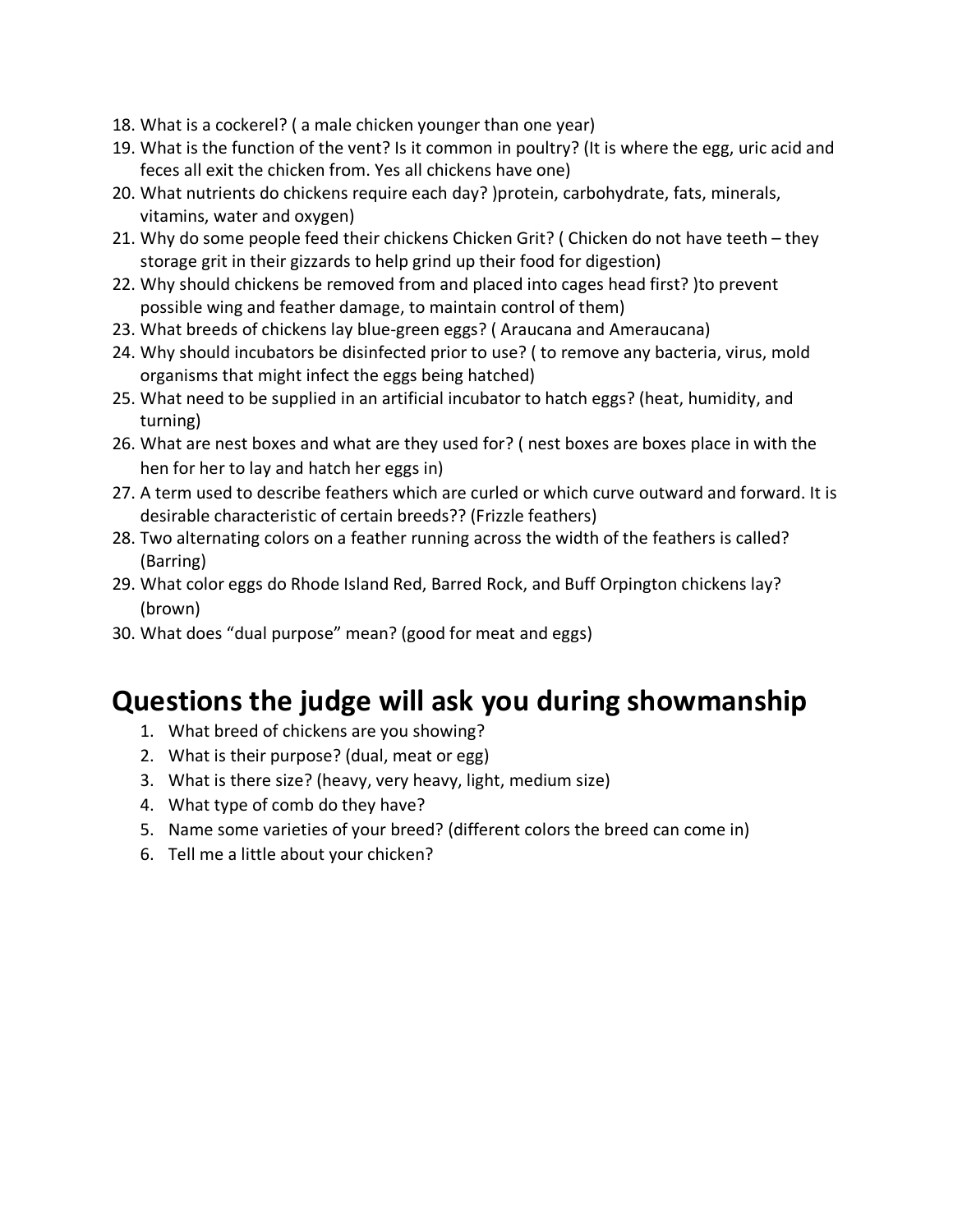18. What is a cockerel? ( a male chicken younger than one year)
19. What is the function of the vent? Is it common in poultry? (It is where the egg, uric acid and feces all exit the chicken from. Yes all chickens have one)
20. What nutrients do chickens require each day? )protein, carbohydrate, fats, minerals, vitamins, water and oxygen)
21. Why do some people feed their chickens Chicken Grit? ( Chicken do not have teeth – they storage grit in their gizzards to help grind up their food for digestion)
22. Why should chickens be removed from and placed into cages head first? )to prevent possible wing and feather damage, to maintain control of them)
23. What breeds of chickens lay blue-green eggs? ( Araucana and Ameraucana)
24. Why should incubators be disinfected prior to use? ( to remove any bacteria, virus, mold organisms that might infect the eggs being hatched)
25. What need to be supplied in an artificial incubator to hatch eggs? (heat, humidity, and turning)
26. What are nest boxes and what are they used for? ( nest boxes are boxes place in with the hen for her to lay and hatch her eggs in)
27. A term used to describe feathers which are curled or which curve outward and forward. It is desirable characteristic of certain breeds?? (Frizzle feathers)
28. Two alternating colors on a feather running across the width of the feathers is called? (Barring)
29. What color eggs do Rhode Island Red, Barred Rock, and Buff Orpington chickens lay? (brown)
30. What does "dual purpose" mean? (good for meat and eggs)

## Questions the judge will ask you during showmanship

1. What breed of chickens are you showing?
2. What is their purpose? (dual, meat or egg)
3. What is there size? (heavy, very heavy, light, medium size)
4. What type of comb do they have?
5. Name some varieties of your breed? (different colors the breed can come in)
6. Tell me a little about your chicken?